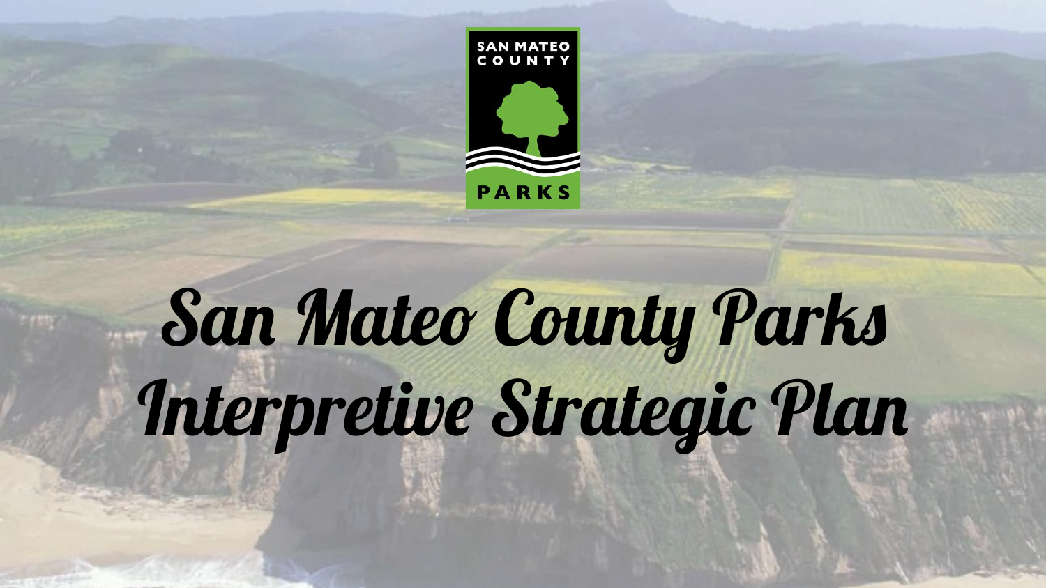SAN MATEO COUNTY PARKS

# San Mateo County Parks Interpretive Strategic Plan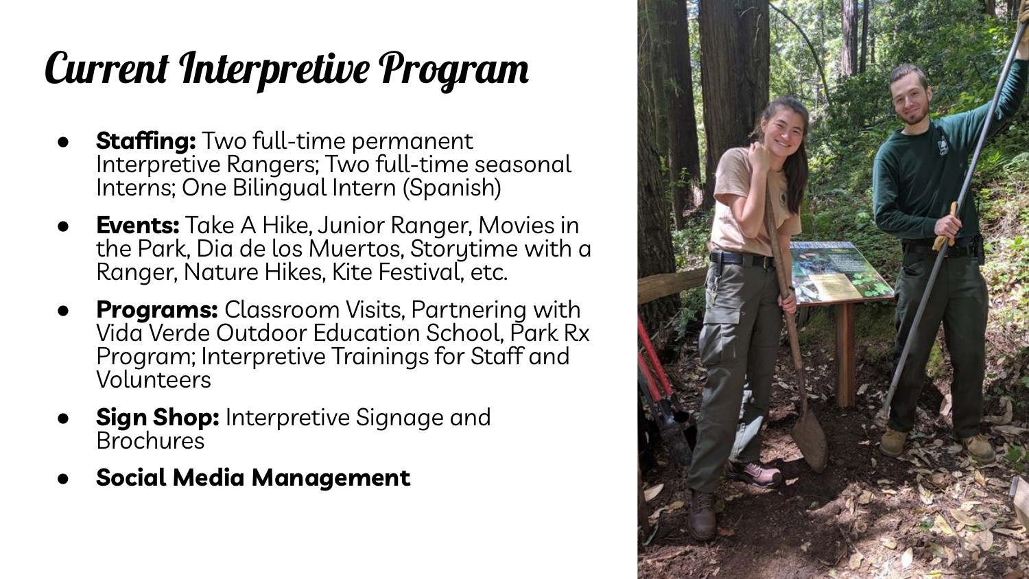# Current Interpretive Program

- **Staffing:** Two full-time permanent Interpretive Rangers; Two full-time seasonal Interns; One Bilingual Intern (Spanish)
- **Events:** Take A Hike, Junior Ranger, Movies in the Park, Dia de los Muertos, Storytime with a Ranger, Nature Hikes, Kite Festival, etc.
- **Programs:** Classroom Visits, Partnering with Vida Verde Outdoor Education School, Park Rx Program; Interpretive Trainings for Staff and Volunteers
- **Sign Shop:** Interpretive Signage and Brochures
- **Social Media Management**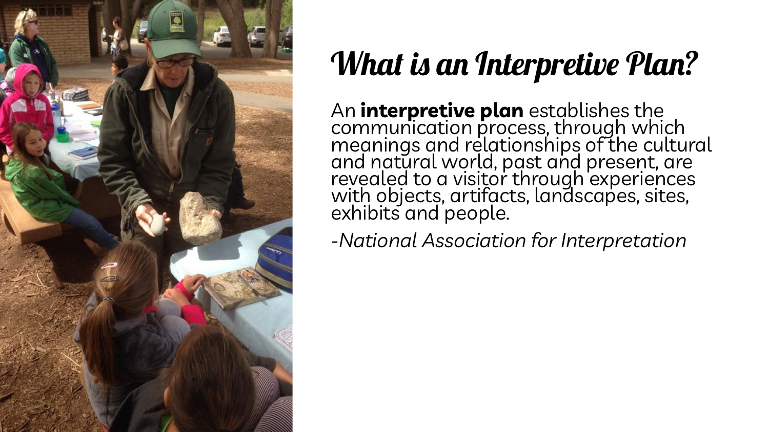# What is an Interpretive Plan?

An **interpretive plan** establishes the communication process, through which meanings and relationships of the cultural and natural world, past and present, are revealed to a visitor through experiences with objects, artifacts, landscapes, sites, exhibits and people.

*-National Association for Interpretation*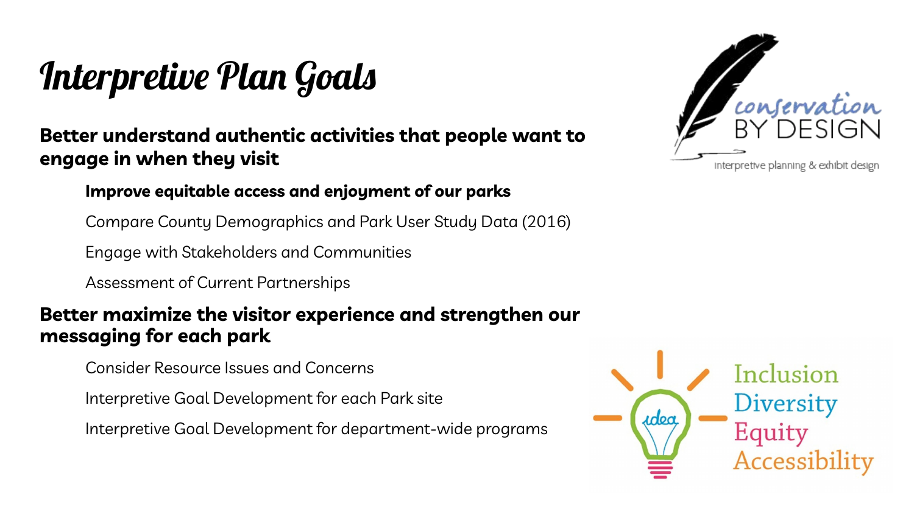# Interpretive Plan Goals

**Better understand authentic activities that people want to engage in when they visit**

- **Improve equitable access and enjoyment of our parks**
- Compare County Demographics and Park User Study Data (2016)
- Engage with Stakeholders and Communities
- Assessment of Current Partnerships

**Better maximize the visitor experience and strengthen our messaging for each park**

- Consider Resource Issues and Concerns
- Interpretive Goal Development for each Park site
- Interpretive Goal Development for department-wide programs

conservation BY DESIGN
interpretive planning & exhibit design

Inclusion
Diversity
Equity
Accessibility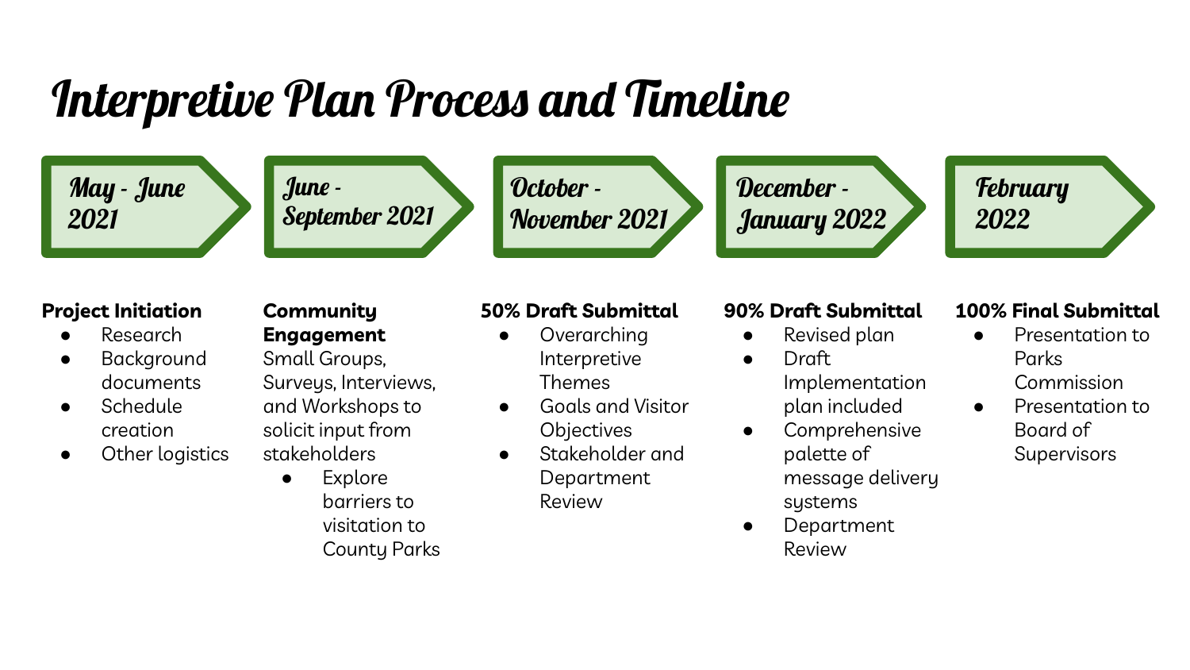# Interpretive Plan Process and Timeline

## May - June 2021

**Project Initiation**

- Research
- Background documents
- Schedule creation
- Other logistics

## June - September 2021

**Community Engagement**

Small Groups, Surveys, Interviews, and Workshops to solicit input from stakeholders

- Explore barriers to visitation to County Parks

## October - November 2021

**50% Draft Submittal**

- Overarching Interpretive Themes
- Goals and Visitor Objectives
- Stakeholder and Department Review

## December - January 2022

**90% Draft Submittal**

- Revised plan
- Draft Implementation plan included
- Comprehensive palette of message delivery systems
- Department Review

## February 2022

**100% Final Submittal**

- Presentation to Parks Commission
- Presentation to Board of Supervisors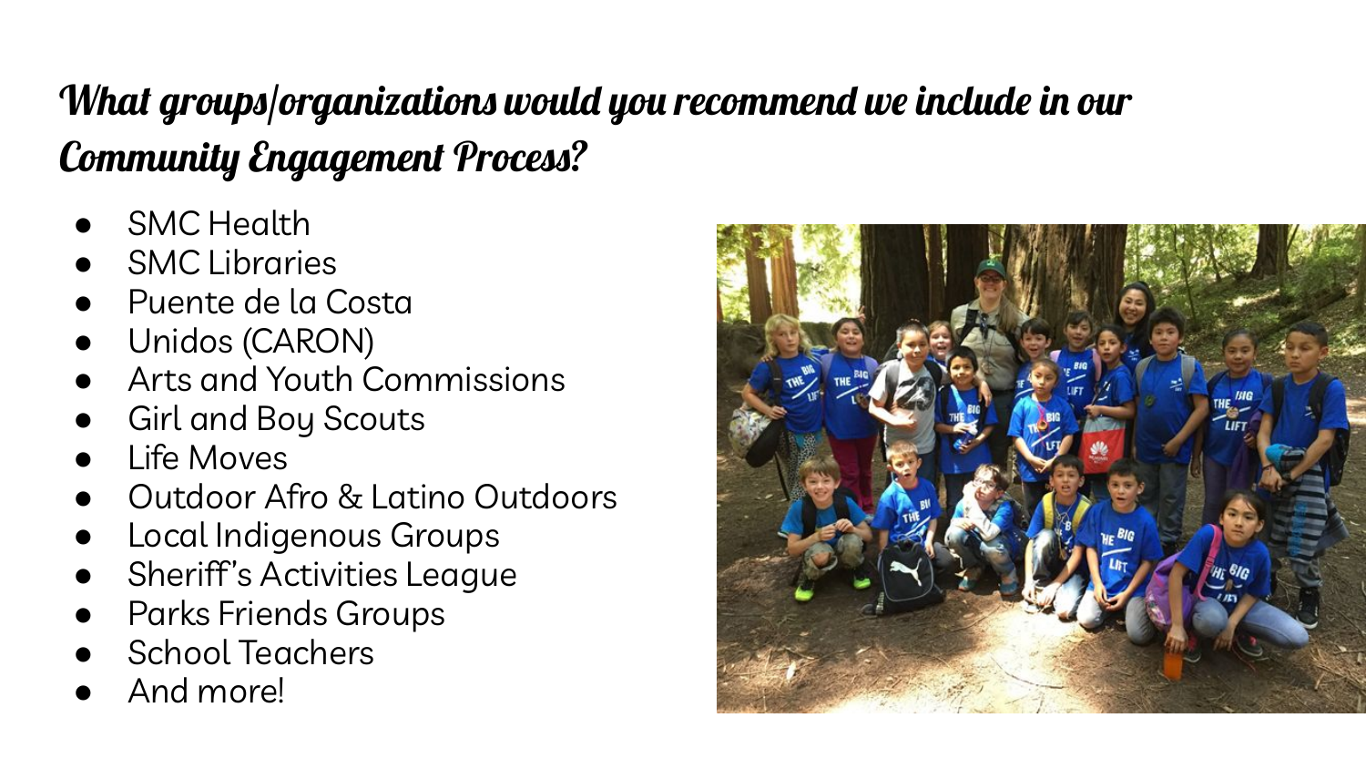## What groups/organizations would you recommend we include in our Community Engagement Process?

- SMC Health
- SMC Libraries
- Puente de la Costa
- Unidos (CARON)
- Arts and Youth Commissions
- Girl and Boy Scouts
- Life Moves
- Outdoor Afro & Latino Outdoors
- Local Indigenous Groups
- Sheriff's Activities League
- Parks Friends Groups
- School Teachers
- And more!